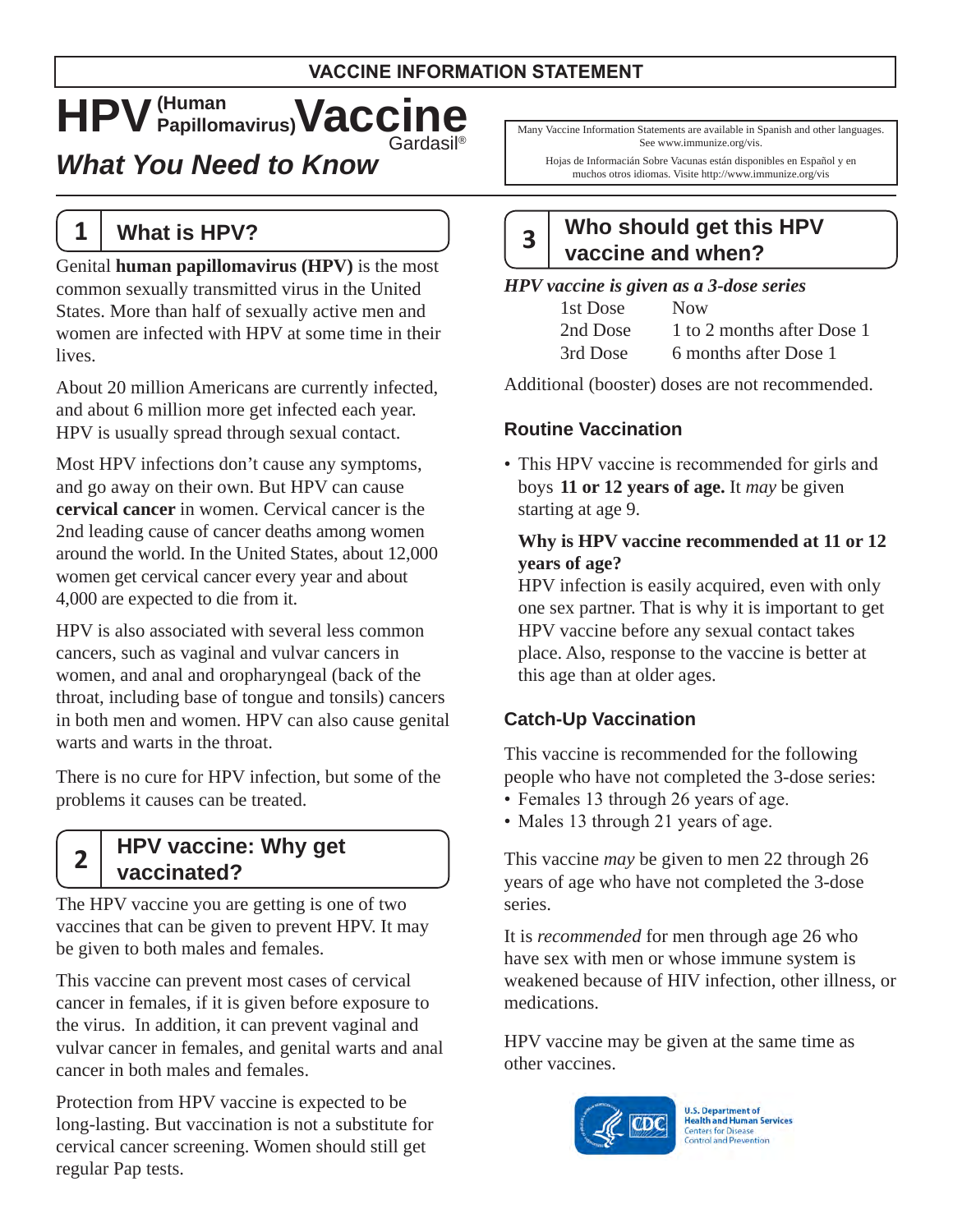**VACCINE INFORMATION STATEMENT**

# HPV (Human Papillomavirus) Vaccine
Gardasil®

## *What You Need to Know*

Many Vaccine Information Statements are available in Spanish and other languages. See www.immunize.org/vis.

Hojas de Información Sobre Vacunas están disponibles en Español y en muchos otros idiomas. Visite http://www.immunize.org/vis

## 1 What is HPV?

Genital **human papillomavirus (HPV)** is the most common sexually transmitted virus in the United States. More than half of sexually active men and women are infected with HPV at some time in their lives.

About 20 million Americans are currently infected, and about 6 million more get infected each year. HPV is usually spread through sexual contact.

Most HPV infections don't cause any symptoms, and go away on their own. But HPV can cause **cervical cancer** in women. Cervical cancer is the 2nd leading cause of cancer deaths among women around the world. In the United States, about 12,000 women get cervical cancer every year and about 4,000 are expected to die from it.

HPV is also associated with several less common cancers, such as vaginal and vulvar cancers in women, and anal and oropharyngeal (back of the throat, including base of tongue and tonsils) cancers in both men and women. HPV can also cause genital warts and warts in the throat.

There is no cure for HPV infection, but some of the problems it causes can be treated.

## 2 HPV vaccine: Why get vaccinated?

The HPV vaccine you are getting is one of two vaccines that can be given to prevent HPV. It may be given to both males and females.

This vaccine can prevent most cases of cervical cancer in females, if it is given before exposure to the virus. In addition, it can prevent vaginal and vulvar cancer in females, and genital warts and anal cancer in both males and females.

Protection from HPV vaccine is expected to be long-lasting. But vaccination is not a substitute for cervical cancer screening. Women should still get regular Pap tests.

## 3 Who should get this HPV vaccine and when?

***HPV vaccine is given as a 3-dose series***

| | |
|---|---|
| 1st Dose | Now |
| 2nd Dose | 1 to 2 months after Dose 1 |
| 3rd Dose | 6 months after Dose 1 |

Additional (booster) doses are not recommended.

### Routine Vaccination

- This HPV vaccine is recommended for girls and boys **11 or 12 years of age.** It *may* be given starting at age 9.

  **Why is HPV vaccine recommended at 11 or 12 years of age?**
  HPV infection is easily acquired, even with only one sex partner. That is why it is important to get HPV vaccine before any sexual contact takes place. Also, response to the vaccine is better at this age than at older ages.

### Catch-Up Vaccination

This vaccine is recommended for the following people who have not completed the 3-dose series:

- Females 13 through 26 years of age.
- Males 13 through 21 years of age.

This vaccine *may* be given to men 22 through 26 years of age who have not completed the 3-dose series.

It is *recommended* for men through age 26 who have sex with men or whose immune system is weakened because of HIV infection, other illness, or medications.

HPV vaccine may be given at the same time as other vaccines.

U.S. Department of Health and Human Services
Centers for Disease Control and Prevention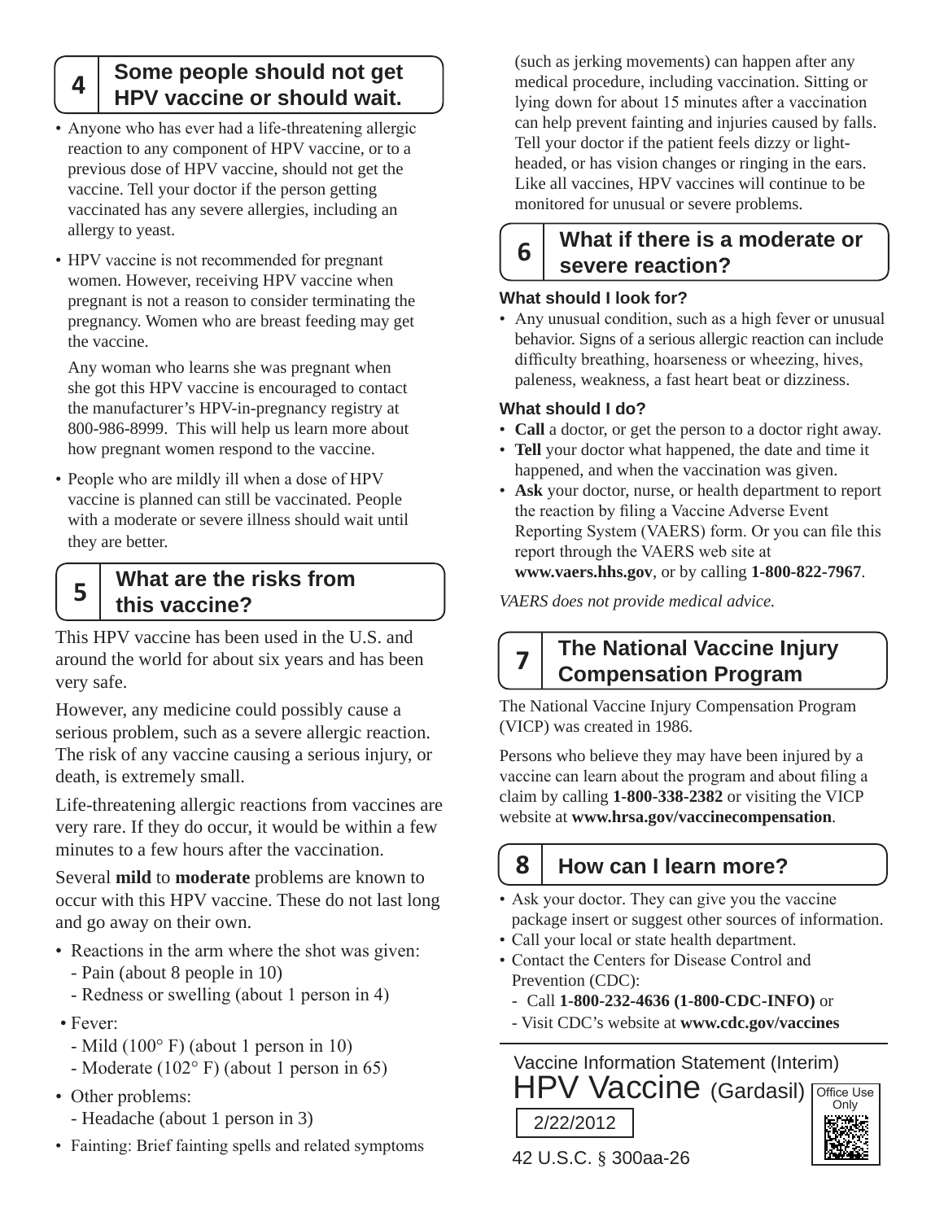## 4 Some people should not get HPV vaccine or should wait.

- Anyone who has ever had a life-threatening allergic reaction to any component of HPV vaccine, or to a previous dose of HPV vaccine, should not get the vaccine. Tell your doctor if the person getting vaccinated has any severe allergies, including an allergy to yeast.
- HPV vaccine is not recommended for pregnant women. However, receiving HPV vaccine when pregnant is not a reason to consider terminating the pregnancy. Women who are breast feeding may get the vaccine.

  Any woman who learns she was pregnant when she got this HPV vaccine is encouraged to contact the manufacturer's HPV-in-pregnancy registry at 800-986-8999. This will help us learn more about how pregnant women respond to the vaccine.
- People who are mildly ill when a dose of HPV vaccine is planned can still be vaccinated. People with a moderate or severe illness should wait until they are better.

## 5 What are the risks from this vaccine?

This HPV vaccine has been used in the U.S. and around the world for about six years and has been very safe.

However, any medicine could possibly cause a serious problem, such as a severe allergic reaction. The risk of any vaccine causing a serious injury, or death, is extremely small.

Life-threatening allergic reactions from vaccines are very rare. If they do occur, it would be within a few minutes to a few hours after the vaccination.

Several **mild** to **moderate** problems are known to occur with this HPV vaccine. These do not last long and go away on their own.

- Reactions in the arm where the shot was given:
  - Pain (about 8 people in 10)
  - Redness or swelling (about 1 person in 4)
- Fever:
  - Mild (100° F) (about 1 person in 10)
  - Moderate (102° F) (about 1 person in 65)
- Other problems:
  - Headache (about 1 person in 3)
- Fainting: Brief fainting spells and related symptoms (such as jerking movements) can happen after any medical procedure, including vaccination. Sitting or lying down for about 15 minutes after a vaccination can help prevent fainting and injuries caused by falls. Tell your doctor if the patient feels dizzy or light-headed, or has vision changes or ringing in the ears.

Like all vaccines, HPV vaccines will continue to be monitored for unusual or severe problems.

## 6 What if there is a moderate or severe reaction?

### What should I look for?

- Any unusual condition, such as a high fever or unusual behavior. Signs of a serious allergic reaction can include difficulty breathing, hoarseness or wheezing, hives, paleness, weakness, a fast heart beat or dizziness.

### What should I do?

- **Call** a doctor, or get the person to a doctor right away.
- **Tell** your doctor what happened, the date and time it happened, and when the vaccination was given.
- **Ask** your doctor, nurse, or health department to report the reaction by filing a Vaccine Adverse Event Reporting System (VAERS) form. Or you can file this report through the VAERS web site at **www.vaers.hhs.gov**, or by calling **1-800-822-7967**.

*VAERS does not provide medical advice.*

## 7 The National Vaccine Injury Compensation Program

The National Vaccine Injury Compensation Program (VICP) was created in 1986.

Persons who believe they may have been injured by a vaccine can learn about the program and about filing a claim by calling **1-800-338-2382** or visiting the VICP website at **www.hrsa.gov/vaccinecompensation**.

## 8 How can I learn more?

- Ask your doctor. They can give you the vaccine package insert or suggest other sources of information.
- Call your local or state health department.
- Contact the Centers for Disease Control and Prevention (CDC):
  - Call **1-800-232-4636 (1-800-CDC-INFO)** or
  - Visit CDC's website at **www.cdc.gov/vaccines**

Vaccine Information Statement (Interim)

HPV Vaccine (Gardasil)

2/22/2012

42 U.S.C. § 300aa-26

Office Use Only